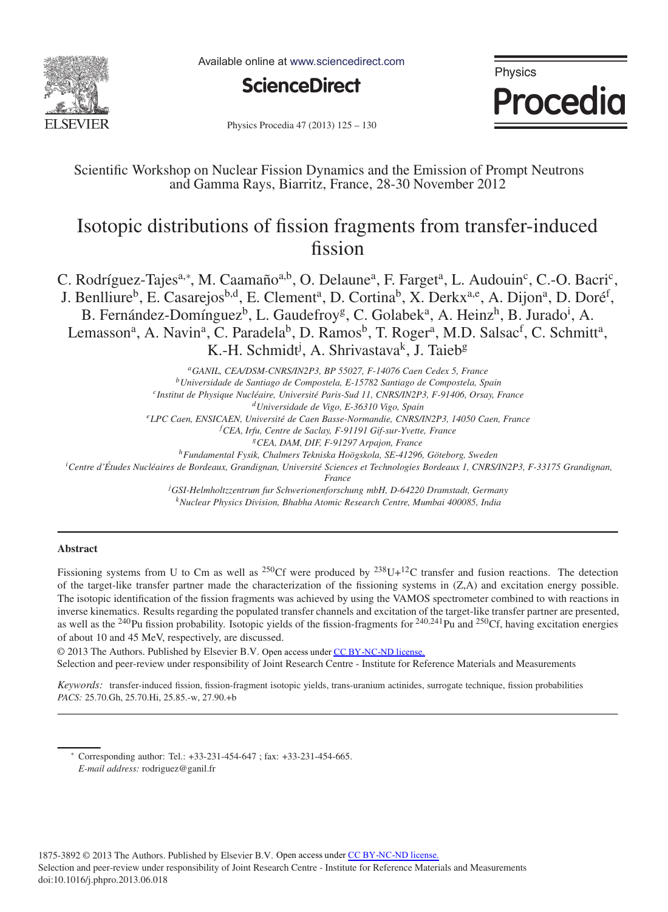Scientific Workshop on Nuclear Fission Dynamics and the Emission of Prompt Neutrons and Gamma Rays, Biarritz, France, 28-30 November 2012

# Isotopic distributions of fission fragments from transfer-induced fission

C. Rodríguez-Tajes[a,*], M. Caamaño[a,b], O. Delaune[a], F. Farget[a], L. Audouin[c], C.-O. Bacri[c], J. Benlliure[b], E. Casarejos[b,d], E. Clement[a], D. Cortina[b], X. Derkx[a,e], A. Dijon[a], D. Doré[f], B. Fernández-Domínguez[b], L. Gaudefroy[g], C. Golabek[a], A. Heinz[h], B. Jurado[i], A. Lemasson[a], A. Navin[a], C. Paradela[b], D. Ramos[b], T. Roger[a], M.D. Salsac[f], C. Schmitt[a], K.-H. Schmidt[j], A. Shrivastava[k], J. Taieb[g]

[a] *GANIL, CEA/DSM-CNRS/IN2P3, BP 55027, F-14076 Caen Cedex 5, France*
[b] *Universidade de Santiago de Compostela, E-15782 Santiago de Compostela, Spain*
[c] *Institut de Physique Nucléaire, Université Paris-Sud 11, CNRS/IN2P3, F-91406, Orsay, France*
[d] *Universidade de Vigo, E-36310 Vigo, Spain*
[e] *LPC Caen, ENSICAEN, Université de Caen Basse-Normandie, CNRS/IN2P3, 14050 Caen, France*
[f] *CEA, Irfu, Centre de Saclay, F-91191 Gif-sur-Yvette, France*
[g] *CEA, DAM, DIF, F-91297 Arpajon, France*
[h] *Fundamental Fysik, Chalmers Tekniska Hoögskola, SE-41296, Göteborg, Sweden*
[i] *Centre d'Études Nucléaires de Bordeaux, Grandignan, Université Sciences et Technologies Bordeaux 1, CNRS/IN2P3, F-33175 Grandignan, France*
[j] *GSI-Helmholtzzentrum fur Schwerionenforschung mbH, D-64220 Dramstadt, Germany*
[k] *Nuclear Physics Division, Bhabha Atomic Research Centre, Mumbai 400085, India*

---

**Abstract**

Fissioning systems from U to Cm as well as $^{250}$Cf were produced by $^{238}$U+$^{12}$C transfer and fusion reactions. The detection of the target-like transfer partner made the characterization of the fissioning systems in (Z,A) and excitation energy possible. The isotopic identification of the fission fragments was achieved by using the VAMOS spectrometer combined to with reactions in inverse kinematics. Results regarding the populated transfer channels and excitation of the target-like transfer partner are presented, as well as the $^{240}$Pu fission probability. Isotopic yields of the fission-fragments for $^{240,241}$Pu and $^{250}$Cf, having excitation energies of about 10 and 45 MeV, respectively, are discussed.

© 2013 The Authors. Published by Elsevier B.V. Open access under CC BY-NC-ND license.
Selection and peer-review under responsibility of Joint Research Centre - Institute for Reference Materials and Measurements

*Keywords:* transfer-induced fission, fission-fragment isotopic yields, trans-uranium actinides, surrogate technique, fission probabilities
*PACS:* 25.70.Gh, 25.70.Hi, 25.85.-w, 27.90.+b

---

* Corresponding author: Tel.: +33-231-454-647 ; fax: +33-231-454-665.
*E-mail address:* rodriguez@ganil.fr

1875-3892 © 2013 The Authors. Published by Elsevier B.V. Open access under CC BY-NC-ND license.
Selection and peer-review under responsibility of Joint Research Centre - Institute for Reference Materials and Measurements
doi:10.1016/j.phpro.2013.06.018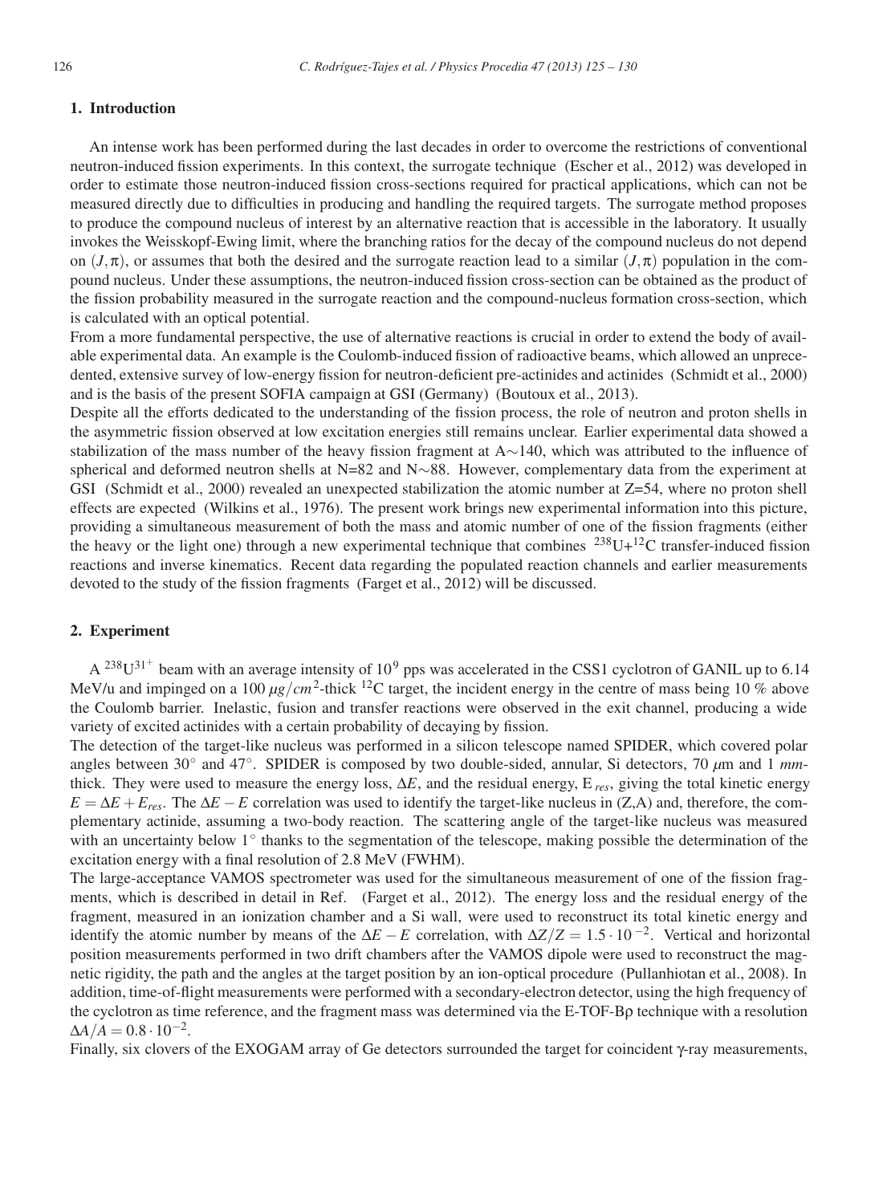## 1. Introduction

An intense work has been performed during the last decades in order to overcome the restrictions of conventional neutron-induced fission experiments. In this context, the surrogate technique (Escher et al., 2012) was developed in order to estimate those neutron-induced fission cross-sections required for practical applications, which can not be measured directly due to difficulties in producing and handling the required targets. The surrogate method proposes to produce the compound nucleus of interest by an alternative reaction that is accessible in the laboratory. It usually invokes the Weisskopf-Ewing limit, where the branching ratios for the decay of the compound nucleus do not depend on $(J,\pi)$, or assumes that both the desired and the surrogate reaction lead to a similar $(J,\pi)$ population in the compound nucleus. Under these assumptions, the neutron-induced fission cross-section can be obtained as the product of the fission probability measured in the surrogate reaction and the compound-nucleus formation cross-section, which is calculated with an optical potential.

From a more fundamental perspective, the use of alternative reactions is crucial in order to extend the body of available experimental data. An example is the Coulomb-induced fission of radioactive beams, which allowed an unprecedented, extensive survey of low-energy fission for neutron-deficient pre-actinides and actinides (Schmidt et al., 2000) and is the basis of the present SOFIA campaign at GSI (Germany) (Boutoux et al., 2013).

Despite all the efforts dedicated to the understanding of the fission process, the role of neutron and proton shells in the asymmetric fission observed at low excitation energies still remains unclear. Earlier experimental data showed a stabilization of the mass number of the heavy fission fragment at A$\sim$140, which was attributed to the influence of spherical and deformed neutron shells at N=82 and N$\sim$88. However, complementary data from the experiment at GSI (Schmidt et al., 2000) revealed an unexpected stabilization the atomic number at Z=54, where no proton shell effects are expected (Wilkins et al., 1976). The present work brings new experimental information into this picture, providing a simultaneous measurement of both the mass and atomic number of one of the fission fragments (either the heavy or the light one) through a new experimental technique that combines $^{238}$U+$^{12}$C transfer-induced fission reactions and inverse kinematics. Recent data regarding the populated reaction channels and earlier measurements devoted to the study of the fission fragments (Farget et al., 2012) will be discussed.

## 2. Experiment

A $^{238}$U$^{31+}$ beam with an average intensity of $10^9$ pps was accelerated in the CSS1 cyclotron of GANIL up to 6.14 MeV/u and impinged on a 100 $\mu g/cm^2$-thick $^{12}$C target, the incident energy in the centre of mass being 10 % above the Coulomb barrier. Inelastic, fusion and transfer reactions were observed in the exit channel, producing a wide variety of excited actinides with a certain probability of decaying by fission.

The detection of the target-like nucleus was performed in a silicon telescope named SPIDER, which covered polar angles between 30° and 47°. SPIDER is composed by two double-sided, annular, Si detectors, 70 $\mu$m and 1 *mm*-thick. They were used to measure the energy loss, $\Delta E$, and the residual energy, $E_{res}$, giving the total kinetic energy $E = \Delta E + E_{res}$. The $\Delta E - E$ correlation was used to identify the target-like nucleus in (Z,A) and, therefore, the complementary actinide, assuming a two-body reaction. The scattering angle of the target-like nucleus was measured with an uncertainty below 1° thanks to the segmentation of the telescope, making possible the determination of the excitation energy with a final resolution of 2.8 MeV (FWHM).

The large-acceptance VAMOS spectrometer was used for the simultaneous measurement of one of the fission fragments, which is described in detail in Ref. (Farget et al., 2012). The energy loss and the residual energy of the fragment, measured in an ionization chamber and a Si wall, were used to reconstruct its total kinetic energy and identify the atomic number by means of the $\Delta E - E$ correlation, with $\Delta Z/Z = 1.5 \cdot 10^{-2}$. Vertical and horizontal position measurements performed in two drift chambers after the VAMOS dipole were used to reconstruct the magnetic rigidity, the path and the angles at the target position by an ion-optical procedure (Pullanhiotan et al., 2008). In addition, time-of-flight measurements were performed with a secondary-electron detector, using the high frequency of the cyclotron as time reference, and the fragment mass was determined via the E-TOF-B$\rho$ technique with a resolution $\Delta A/A = 0.8 \cdot 10^{-2}$.

Finally, six clovers of the EXOGAM array of Ge detectors surrounded the target for coincident $\gamma$-ray measurements,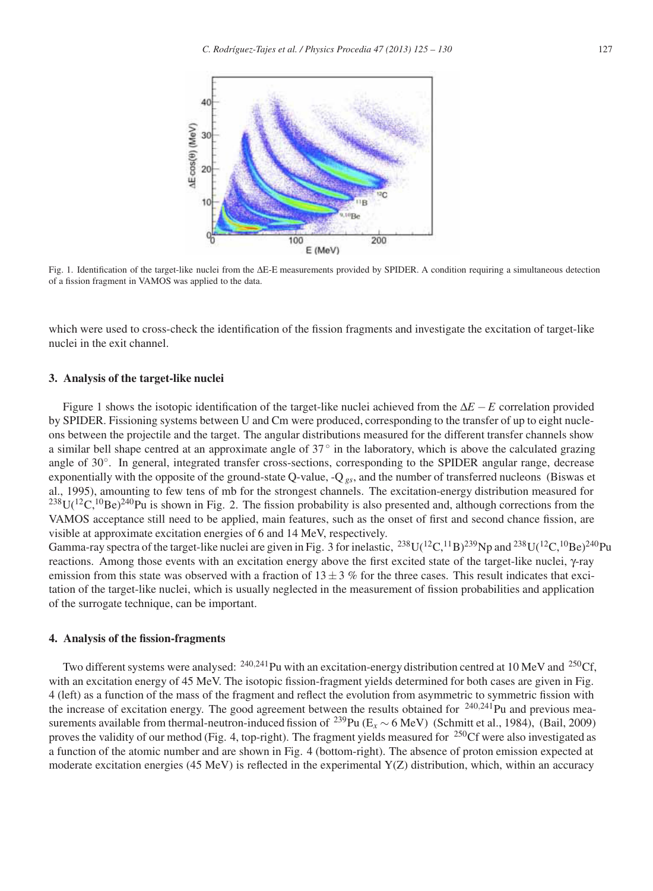Fig. 1. Identification of the target-like nuclei from the ΔE-E measurements provided by SPIDER. A condition requiring a simultaneous detection of a fission fragment in VAMOS was applied to the data.

which were used to cross-check the identification of the fission fragments and investigate the excitation of target-like nuclei in the exit channel.

### 3. Analysis of the target-like nuclei

Figure 1 shows the isotopic identification of the target-like nuclei achieved from the $\Delta E - E$ correlation provided by SPIDER. Fissioning systems between U and Cm were produced, corresponding to the transfer of up to eight nucleons between the projectile and the target. The angular distributions measured for the different transfer channels show a similar bell shape centred at an approximate angle of $37^\circ$ in the laboratory, which is above the calculated grazing angle of $30^\circ$. In general, integrated transfer cross-sections, corresponding to the SPIDER angular range, decrease exponentially with the opposite of the ground-state Q-value, $-Q_{gs}$, and the number of transferred nucleons (Biswas et al., 1995), amounting to few tens of mb for the strongest channels. The excitation-energy distribution measured for $^{238}$U($^{12}$C,$^{10}$Be)$^{240}$Pu is shown in Fig. 2. The fission probability is also presented and, although corrections from the VAMOS acceptance still need to be applied, main features, such as the onset of first and second chance fission, are visible at approximate excitation energies of 6 and 14 MeV, respectively.
Gamma-ray spectra of the target-like nuclei are given in Fig. 3 for inelastic, $^{238}$U($^{12}$C,$^{11}$B)$^{239}$Np and $^{238}$U($^{12}$C,$^{10}$Be)$^{240}$Pu reactions. Among those events with an excitation energy above the first excited state of the target-like nuclei, γ-ray emission from this state was observed with a fraction of $13 \pm 3$ % for the three cases. This result indicates that excitation of the target-like nuclei, which is usually neglected in the measurement of fission probabilities and application of the surrogate technique, can be important.

### 4. Analysis of the fission-fragments

Two different systems were analysed: $^{240,241}$Pu with an excitation-energy distribution centred at 10 MeV and $^{250}$Cf, with an excitation energy of 45 MeV. The isotopic fission-fragment yields determined for both cases are given in Fig. 4 (left) as a function of the mass of the fragment and reflect the evolution from asymmetric to symmetric fission with the increase of excitation energy. The good agreement between the results obtained for $^{240,241}$Pu and previous measurements available from thermal-neutron-induced fission of $^{239}$Pu ($E_x \sim 6$ MeV) (Schmitt et al., 1984), (Bail, 2009) proves the validity of our method (Fig. 4, top-right). The fragment yields measured for $^{250}$Cf were also investigated as a function of the atomic number and are shown in Fig. 4 (bottom-right). The absence of proton emission expected at moderate excitation energies (45 MeV) is reflected in the experimental Y(Z) distribution, which, within an accuracy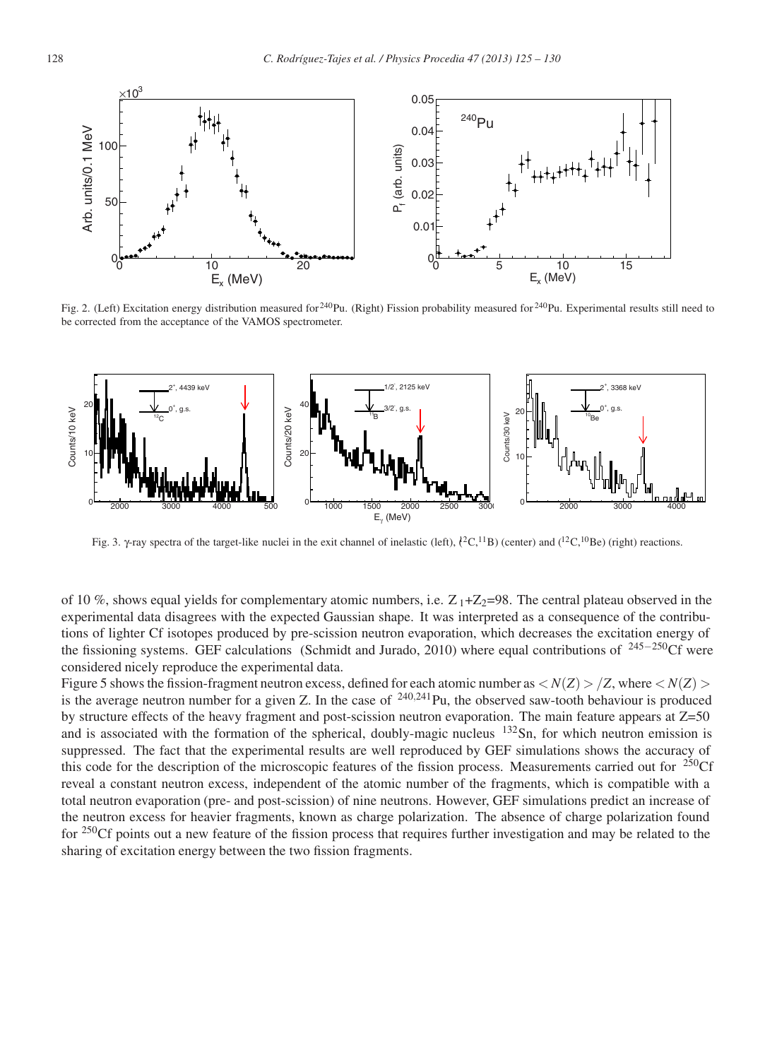Fig. 2. (Left) Excitation energy distribution measured for $^{240}$Pu. (Right) Fission probability measured for $^{240}$Pu. Experimental results still need to be corrected from the acceptance of the VAMOS spectrometer.

Fig. 3. γ-ray spectra of the target-like nuclei in the exit channel of inelastic (left), ($^{12}$C,$^{11}$B) (center) and ($^{12}$C,$^{10}$Be) (right) reactions.

of 10 %, shows equal yields for complementary atomic numbers, i.e. $Z_1$+$Z_2$=98. The central plateau observed in the experimental data disagrees with the expected Gaussian shape. It was interpreted as a consequence of the contributions of lighter Cf isotopes produced by pre-scission neutron evaporation, which decreases the excitation energy of the fissioning systems. GEF calculations (Schmidt and Jurado, 2010) where equal contributions of $^{245-250}$Cf were considered nicely reproduce the experimental data.

Figure 5 shows the fission-fragment neutron excess, defined for each atomic number as $<N(Z)>/Z$, where $<N(Z)>$ is the average neutron number for a given Z. In the case of $^{240,241}$Pu, the observed saw-tooth behaviour is produced by structure effects of the heavy fragment and post-scission neutron evaporation. The main feature appears at Z=50 and is associated with the formation of the spherical, doubly-magic nucleus $^{132}$Sn, for which neutron emission is suppressed. The fact that the experimental results are well reproduced by GEF simulations shows the accuracy of this code for the description of the microscopic features of the fission process. Measurements carried out for $^{250}$Cf reveal a constant neutron excess, independent of the atomic number of the fragments, which is compatible with a total neutron evaporation (pre- and post-scission) of nine neutrons. However, GEF simulations predict an increase of the neutron excess for heavier fragments, known as charge polarization. The absence of charge polarization found for $^{250}$Cf points out a new feature of the fission process that requires further investigation and may be related to the sharing of excitation energy between the two fission fragments.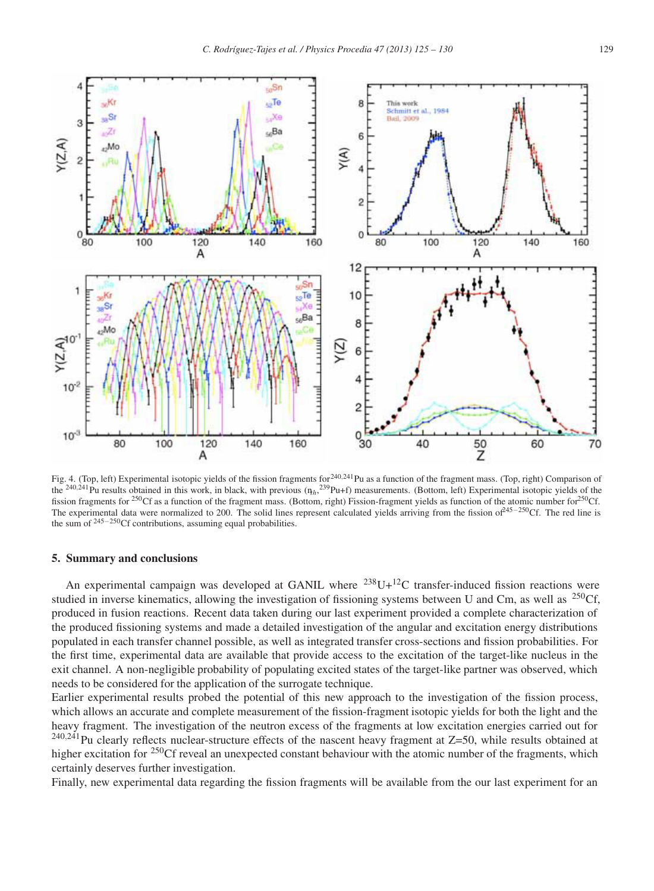Fig. 4. (Top, left) Experimental isotopic yields of the fission fragments for $^{240,241}$Pu as a function of the fragment mass. (Top, right) Comparison of the $^{240,241}$Pu results obtained in this work, in black, with previous ($n_{th}$,$^{239}$Pu+f) measurements. (Bottom, left) Experimental isotopic yields of the fission fragments for $^{250}$Cf as a function of the fragment mass. (Bottom, right) Fission-fragment yields as function of the atomic number for $^{250}$Cf. The experimental data were normalized to 200. The solid lines represent calculated yields arriving from the fission of $^{245-250}$Cf. The red line is the sum of $^{245-250}$Cf contributions, assuming equal probabilities.

## 5. Summary and conclusions

An experimental campaign was developed at GANIL where $^{238}$U+$^{12}$C transfer-induced fission reactions were studied in inverse kinematics, allowing the investigation of fissioning systems between U and Cm, as well as $^{250}$Cf, produced in fusion reactions. Recent data taken during our last experiment provided a complete characterization of the produced fissioning systems and made a detailed investigation of the angular and excitation energy distributions populated in each transfer channel possible, as well as integrated transfer cross-sections and fission probabilities. For the first time, experimental data are available that provide access to the excitation of the target-like nucleus in the exit channel. A non-negligible probability of populating excited states of the target-like partner was observed, which needs to be considered for the application of the surrogate technique.

Earlier experimental results probed the potential of this new approach to the investigation of the fission process, which allows an accurate and complete measurement of the fission-fragment isotopic yields for both the light and the heavy fragment. The investigation of the neutron excess of the fragments at low excitation energies carried out for $^{240,241}$Pu clearly reflects nuclear-structure effects of the nascent heavy fragment at Z=50, while results obtained at higher excitation for $^{250}$Cf reveal an unexpected constant behaviour with the atomic number of the fragments, which certainly deserves further investigation.

Finally, new experimental data regarding the fission fragments will be available from the our last experiment for an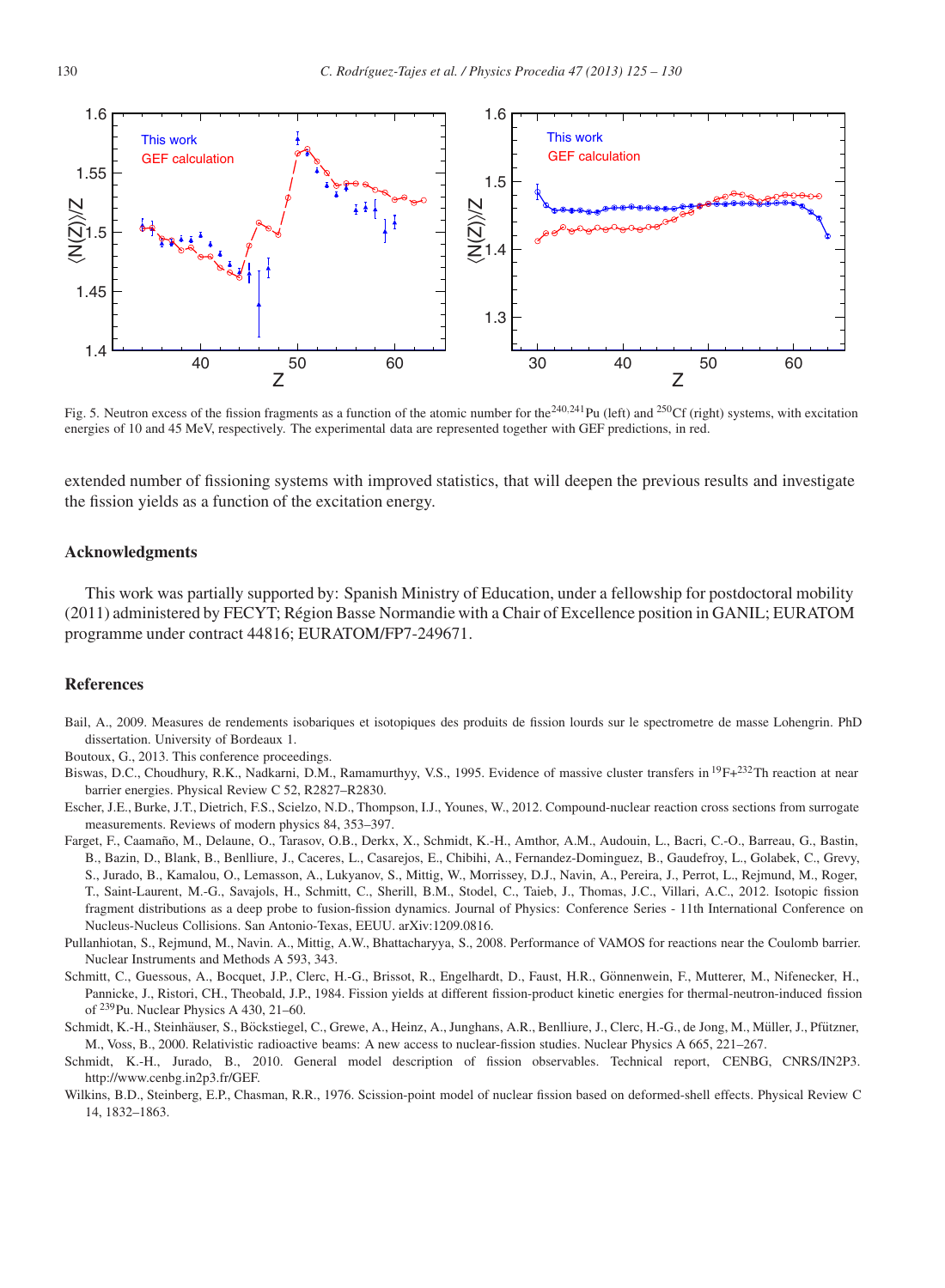This work
GEF calculation
1.6
1.55
1.5
1.45
1.4
⟨N(Z)⟩/Z
40
50
60
Z

This work
GEF calculation
1.6
1.5
1.4
1.3
⟨N(Z)⟩/Z
30
40
50
60
Z

Fig. 5. Neutron excess of the fission fragments as a function of the atomic number for the $^{240,241}$Pu (left) and $^{250}$Cf (right) systems, with excitation energies of 10 and 45 MeV, respectively. The experimental data are represented together with GEF predictions, in red.

extended number of fissioning systems with improved statistics, that will deepen the previous results and investigate the fission yields as a function of the excitation energy.

## Acknowledgments

This work was partially supported by: Spanish Ministry of Education, under a fellowship for postdoctoral mobility (2011) administered by FECYT; Région Basse Normandie with a Chair of Excellence position in GANIL; EURATOM programme under contract 44816; EURATOM/FP7-249671.

## References

Bail, A., 2009. Measures de rendements isobariques et isotopiques des produits de fission lourds sur le spectrometre de masse Lohengrin. PhD dissertation. University of Bordeaux 1.

Boutoux, G., 2013. This conference proceedings.

Biswas, D.C., Choudhury, R.K., Nadkarni, D.M., Ramamurthyy, V.S., 1995. Evidence of massive cluster transfers in $^{19}$F+$^{232}$Th reaction at near barrier energies. Physical Review C 52, R2827–R2830.

Escher, J.E., Burke, J.T., Dietrich, F.S., Scielzo, N.D., Thompson, I.J., Younes, W., 2012. Compound-nuclear reaction cross sections from surrogate measurements. Reviews of modern physics 84, 353–397.

Farget, F., Caamaño, M., Delaune, O., Tarasov, O.B., Derkx, X., Schmidt, K.-H., Amthor, A.M., Audouin, L., Bacri, C.-O., Barreau, G., Bastin, B., Bazin, D., Blank, B., Benlliure, J., Caceres, L., Casarejos, E., Chibihi, A., Fernandez-Dominguez, B., Gaudefroy, L., Golabek, C., Grevy, S., Jurado, B., Kamalou, O., Lemasson, A., Lukyanov, S., Mittig, W., Morrissey, D.J., Navin, A., Pereira, J., Perrot, L., Rejmund, M., Roger, T., Saint-Laurent, M.-G., Savajols, H., Schmitt, C., Sherill, B.M., Stodel, C., Taieb, J., Thomas, J.C., Villari, A.C., 2012. Isotopic fission fragment distributions as a deep probe to fusion-fission dynamics. Journal of Physics: Conference Series - 11th International Conference on Nucleus-Nucleus Collisions. San Antonio-Texas, EEUU. arXiv:1209.0816.

Pullanhiotan, S., Rejmund, M., Navin. A., Mittig, A.W., Bhattacharyya, S., 2008. Performance of VAMOS for reactions near the Coulomb barrier. Nuclear Instruments and Methods A 593, 343.

Schmitt, C., Guessous, A., Bocquet, J.P., Clerc, H.-G., Brissot, R., Engelhardt, D., Faust, H.R., Gönnenwein, F., Mutterer, M., Nifenecker, H., Pannicke, J., Ristori, CH., Theobald, J.P., 1984. Fission yields at different fission-product kinetic energies for thermal-neutron-induced fission of $^{239}$Pu. Nuclear Physics A 430, 21–60.

Schmidt, K.-H., Steinhäuser, S., Böckstiegel, C., Grewe, A., Heinz, A., Junghans, A.R., Benlliure, J., Clerc, H.-G., de Jong, M., Müller, J., Pfützner, M., Voss, B., 2000. Relativistic radioactive beams: A new access to nuclear-fission studies. Nuclear Physics A 665, 221–267.

Schmidt, K.-H., Jurado, B., 2010. General model description of fission observables. Technical report, CENBG, CNRS/IN2P3. http://www.cenbg.in2p3.fr/GEF.

Wilkins, B.D., Steinberg, E.P., Chasman, R.R., 1976. Scission-point model of nuclear fission based on deformed-shell effects. Physical Review C 14, 1832–1863.